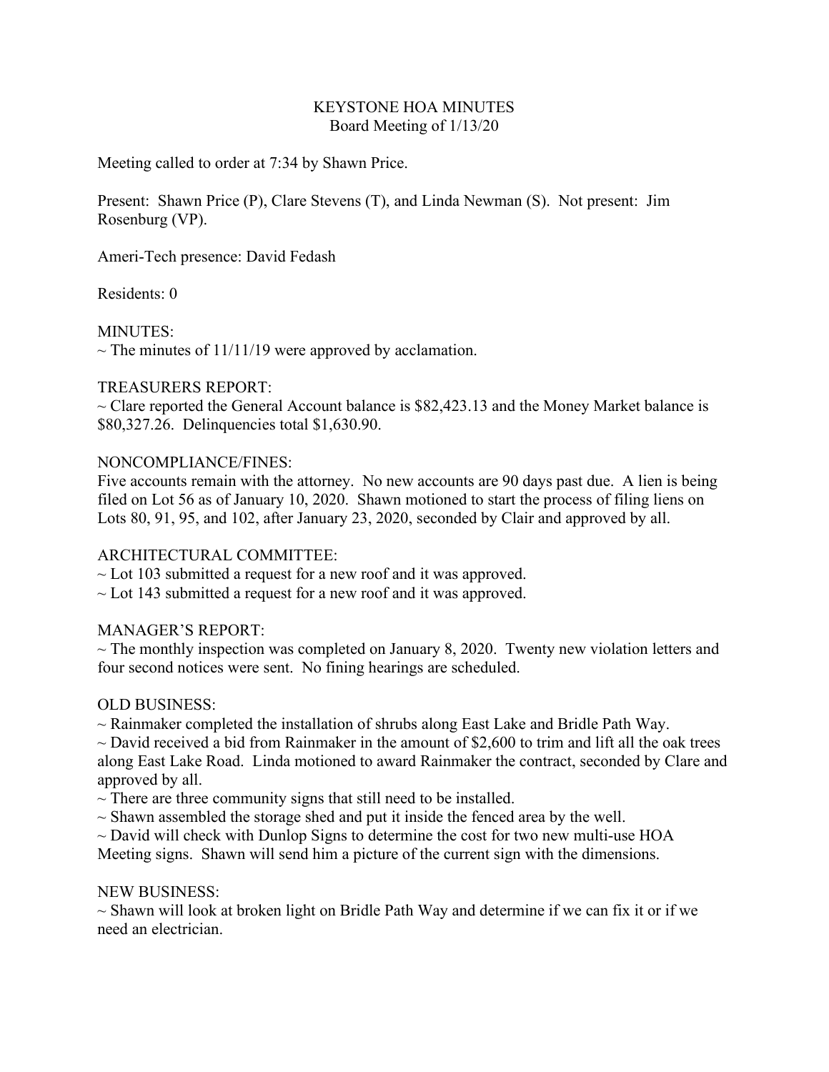# KEYSTONE HOA MINUTES

Board Meeting of 1/13/20

Meeting called to order at 7:34 by Shawn Price.

Present: Shawn Price (P), Clare Stevens (T), and Linda Newman (S). Not present: Jim Rosenburg (VP).

Ameri-Tech presence: David Fedash

Residents: 0

## MINUTES:

~ The minutes of 11/11/19 were approved by acclamation.

## TREASURERS REPORT:

~ Clare reported the General Account balance is $82,423.13 and the Money Market balance is $80,327.26. Delinquencies total $1,630.90.

## NONCOMPLIANCE/FINES:

Five accounts remain with the attorney. No new accounts are 90 days past due. A lien is being filed on Lot 56 as of January 10, 2020. Shawn motioned to start the process of filing liens on Lots 80, 91, 95, and 102, after January 23, 2020, seconded by Clair and approved by all.

## ARCHITECTURAL COMMITTEE:

~ Lot 103 submitted a request for a new roof and it was approved.
~ Lot 143 submitted a request for a new roof and it was approved.

## MANAGER'S REPORT:

~ The monthly inspection was completed on January 8, 2020. Twenty new violation letters and four second notices were sent. No fining hearings are scheduled.

## OLD BUSINESS:

~ Rainmaker completed the installation of shrubs along East Lake and Bridle Path Way.
~ David received a bid from Rainmaker in the amount of $2,600 to trim and lift all the oak trees along East Lake Road. Linda motioned to award Rainmaker the contract, seconded by Clare and approved by all.
~ There are three community signs that still need to be installed.
~ Shawn assembled the storage shed and put it inside the fenced area by the well.
~ David will check with Dunlop Signs to determine the cost for two new multi-use HOA Meeting signs. Shawn will send him a picture of the current sign with the dimensions.

## NEW BUSINESS:

~ Shawn will look at broken light on Bridle Path Way and determine if we can fix it or if we need an electrician.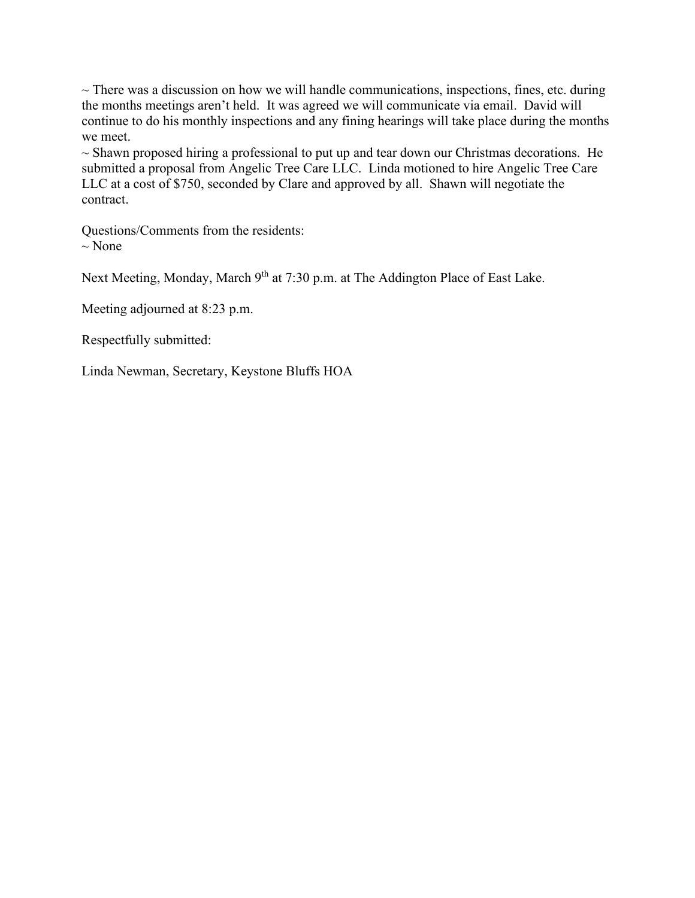~ There was a discussion on how we will handle communications, inspections, fines, etc. during the months meetings aren't held. It was agreed we will communicate via email. David will continue to do his monthly inspections and any fining hearings will take place during the months we meet.

~ Shawn proposed hiring a professional to put up and tear down our Christmas decorations. He submitted a proposal from Angelic Tree Care LLC. Linda motioned to hire Angelic Tree Care LLC at a cost of $750, seconded by Clare and approved by all. Shawn will negotiate the contract.

Questions/Comments from the residents:

~ None

Next Meeting, Monday, March 9th at 7:30 p.m. at The Addington Place of East Lake.

Meeting adjourned at 8:23 p.m.

Respectfully submitted:

Linda Newman, Secretary, Keystone Bluffs HOA